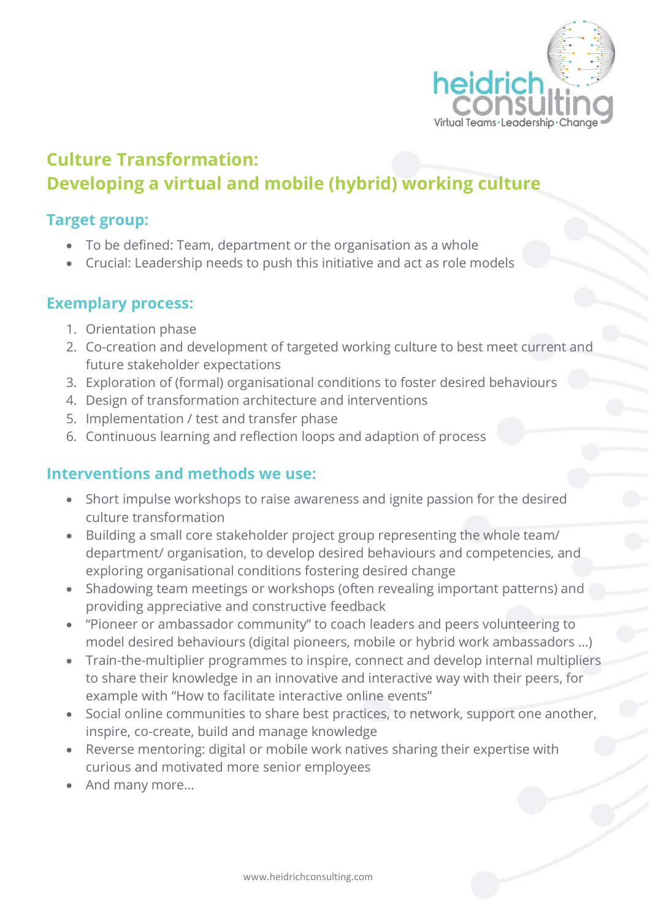# Culture Transformation:
# Developing a virtual and mobile (hybrid) working culture

## Target group:

- To be defined: Team, department or the organisation as a whole
- Crucial: Leadership needs to push this initiative and act as role models

## Exemplary process:

1. Orientation phase
2. Co-creation and development of targeted working culture to best meet current and future stakeholder expectations
3. Exploration of (formal) organisational conditions to foster desired behaviours
4. Design of transformation architecture and interventions
5. Implementation / test and transfer phase
6. Continuous learning and reflection loops and adaption of process

## Interventions and methods we use:

- Short impulse workshops to raise awareness and ignite passion for the desired culture transformation
- Building a small core stakeholder project group representing the whole team/ department/ organisation, to develop desired behaviours and competencies, and exploring organisational conditions fostering desired change
- Shadowing team meetings or workshops (often revealing important patterns) and providing appreciative and constructive feedback
- "Pioneer or ambassador community" to coach leaders and peers volunteering to model desired behaviours (digital pioneers, mobile or hybrid work ambassadors ...)
- Train-the-multiplier programmes to inspire, connect and develop internal multipliers to share their knowledge in an innovative and interactive way with their peers, for example with "How to facilitate interactive online events"
- Social online communities to share best practices, to network, support one another, inspire, co-create, build and manage knowledge
- Reverse mentoring: digital or mobile work natives sharing their expertise with curious and motivated more senior employees
- And many more...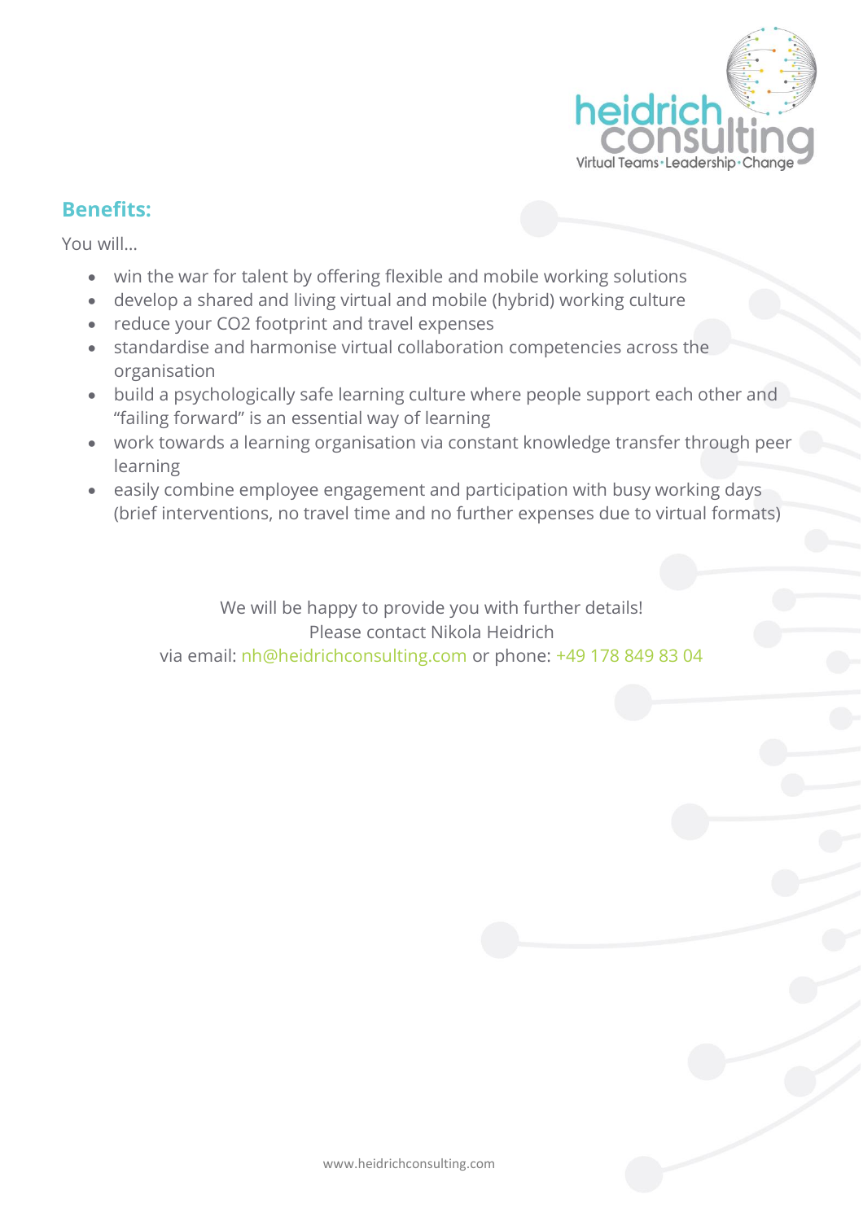## Benefits:

You will…

- win the war for talent by offering flexible and mobile working solutions
- develop a shared and living virtual and mobile (hybrid) working culture
- reduce your CO2 footprint and travel expenses
- standardise and harmonise virtual collaboration competencies across the organisation
- build a psychologically safe learning culture where people support each other and "failing forward" is an essential way of learning
- work towards a learning organisation via constant knowledge transfer through peer learning
- easily combine employee engagement and participation with busy working days (brief interventions, no travel time and no further expenses due to virtual formats)

We will be happy to provide you with further details!
Please contact Nikola Heidrich
via email: nh@heidrichconsulting.com or phone: +49 178 849 83 04